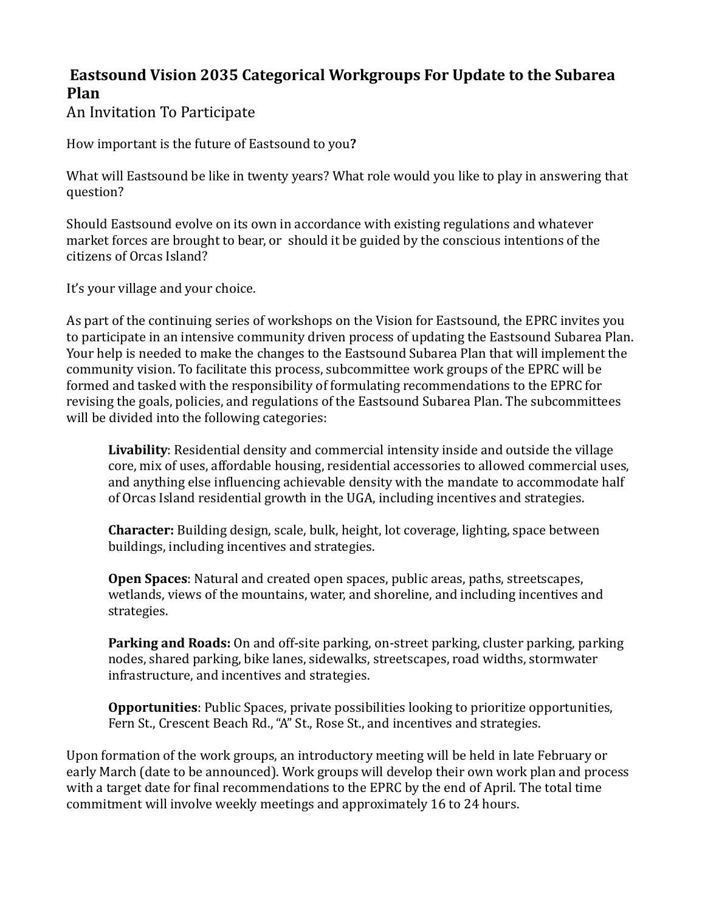# Eastsound Vision 2035 Categorical Workgroups For Update to the Subarea Plan

An Invitation To Participate

How important is the future of Eastsound to you**?**

What will Eastsound be like in twenty years? What role would you like to play in answering that question?

Should Eastsound evolve on its own in accordance with existing regulations and whatever market forces are brought to bear, or should it be guided by the conscious intentions of the citizens of Orcas Island?

It's your village and your choice.

As part of the continuing series of workshops on the Vision for Eastsound, the EPRC invites you to participate in an intensive community driven process of updating the Eastsound Subarea Plan. Your help is needed to make the changes to the Eastsound Subarea Plan that will implement the community vision. To facilitate this process, subcommittee work groups of the EPRC will be formed and tasked with the responsibility of formulating recommendations to the EPRC for revising the goals, policies, and regulations of the Eastsound Subarea Plan. The subcommittees will be divided into the following categories:

> **Livability**: Residential density and commercial intensity inside and outside the village core, mix of uses, affordable housing, residential accessories to allowed commercial uses, and anything else influencing achievable density with the mandate to accommodate half of Orcas Island residential growth in the UGA, including incentives and strategies.
>
> **Character:** Building design, scale, bulk, height, lot coverage, lighting, space between buildings, including incentives and strategies.
>
> **Open Spaces**: Natural and created open spaces, public areas, paths, streetscapes, wetlands, views of the mountains, water, and shoreline, and including incentives and strategies.
>
> **Parking and Roads:** On and off-site parking, on-street parking, cluster parking, parking nodes, shared parking, bike lanes, sidewalks, streetscapes, road widths, stormwater infrastructure, and incentives and strategies.
>
> **Opportunities**: Public Spaces, private possibilities looking to prioritize opportunities, Fern St., Crescent Beach Rd., "A" St., Rose St., and incentives and strategies.

Upon formation of the work groups, an introductory meeting will be held in late February or early March (date to be announced). Work groups will develop their own work plan and process with a target date for final recommendations to the EPRC by the end of April. The total time commitment will involve weekly meetings and approximately 16 to 24 hours.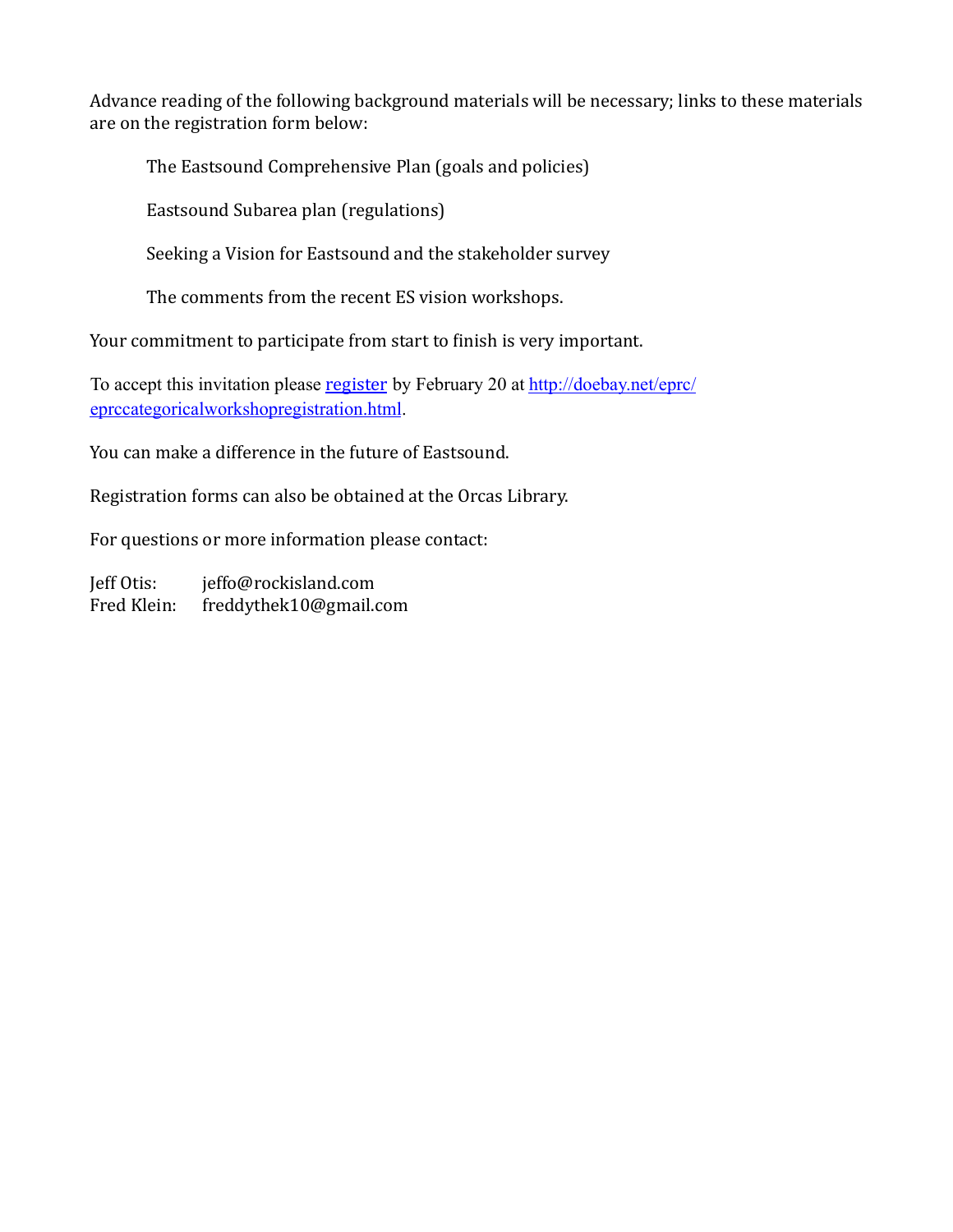Advance reading of the following background materials will be necessary; links to these materials are on the registration form below:

> The Eastsound Comprehensive Plan (goals and policies)
>
> Eastsound Subarea plan (regulations)
>
> Seeking a Vision for Eastsound and the stakeholder survey
>
> The comments from the recent ES vision workshops.

Your commitment to participate from start to finish is very important.

To accept this invitation please [register](http://doebay.net/eprc/eprccategoricalworkshopregistration.html) by February 20 at [http://doebay.net/eprc/eprccategoricalworkshopregistration.html](http://doebay.net/eprc/eprccategoricalworkshopregistration.html).

You can make a difference in the future of Eastsound.

Registration forms can also be obtained at the Orcas Library.

For questions or more information please contact:

Jeff Otis: jeffo@rockisland.com
Fred Klein: freddythek10@gmail.com